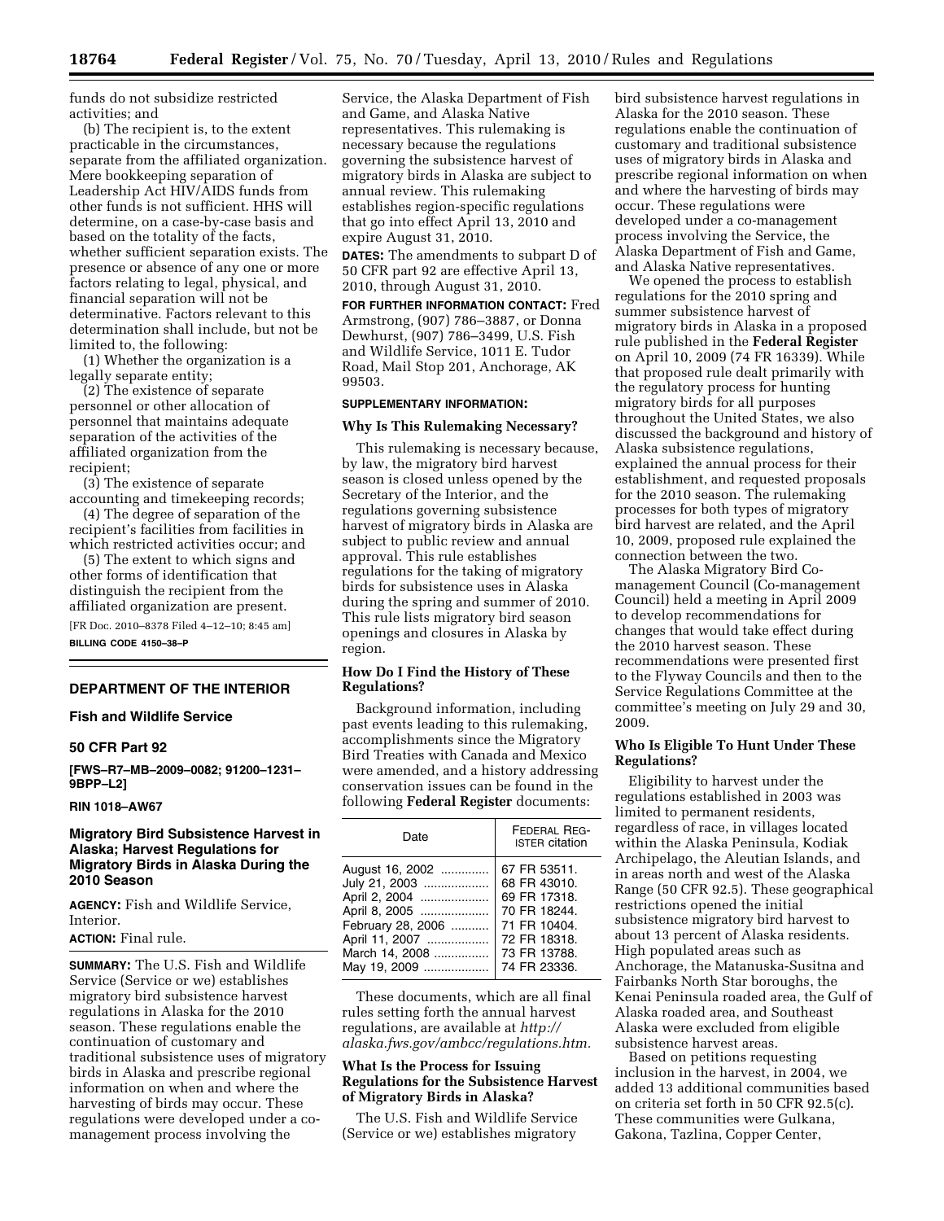funds do not subsidize restricted activities; and

(b) The recipient is, to the extent practicable in the circumstances, separate from the affiliated organization. Mere bookkeeping separation of Leadership Act HIV/AIDS funds from other funds is not sufficient. HHS will determine, on a case-by-case basis and based on the totality of the facts, whether sufficient separation exists. The presence or absence of any one or more factors relating to legal, physical, and financial separation will not be determinative. Factors relevant to this determination shall include, but not be limited to, the following:

(1) Whether the organization is a legally separate entity;

(2) The existence of separate personnel or other allocation of personnel that maintains adequate separation of the activities of the affiliated organization from the recipient;

(3) The existence of separate accounting and timekeeping records;

(4) The degree of separation of the recipient's facilities from facilities in which restricted activities occur; and

(5) The extent to which signs and other forms of identification that distinguish the recipient from the affiliated organization are present.

[FR Doc. 2010–8378 Filed 4–12–10; 8:45 am]

**BILLING CODE 4150–38–P**

---

## DEPARTMENT OF THE INTERIOR

### Fish and Wildlife Service

### 50 CFR Part 92

**[FWS–R7–MB–2009–0082; 91200–1231–9BPP–L2]**

**RIN 1018–AW67**

### Migratory Bird Subsistence Harvest in Alaska; Harvest Regulations for Migratory Birds in Alaska During the 2010 Season

**AGENCY:** Fish and Wildlife Service, Interior.

**ACTION:** Final rule.

**SUMMARY:** The U.S. Fish and Wildlife Service (Service or we) establishes migratory bird subsistence harvest regulations in Alaska for the 2010 season. These regulations enable the continuation of customary and traditional subsistence uses of migratory birds in Alaska and prescribe regional information on when and where the harvesting of birds may occur. These regulations were developed under a co-management process involving the Service, the Alaska Department of Fish and Game, and Alaska Native representatives. This rulemaking is necessary because the regulations governing the subsistence harvest of migratory birds in Alaska are subject to annual review. This rulemaking establishes region-specific regulations that go into effect April 13, 2010 and expire August 31, 2010.

**DATES:** The amendments to subpart D of 50 CFR part 92 are effective April 13, 2010, through August 31, 2010.

**FOR FURTHER INFORMATION CONTACT:** Fred Armstrong, (907) 786–3887, or Donna Dewhurst, (907) 786–3499, U.S. Fish and Wildlife Service, 1011 E. Tudor Road, Mail Stop 201, Anchorage, AK 99503.

**SUPPLEMENTARY INFORMATION:**

#### Why Is This Rulemaking Necessary?

This rulemaking is necessary because, by law, the migratory bird harvest season is closed unless opened by the Secretary of the Interior, and the regulations governing subsistence harvest of migratory birds in Alaska are subject to public review and annual approval. This rule establishes regulations for the taking of migratory birds for subsistence uses in Alaska during the spring and summer of 2010. This rule lists migratory bird season openings and closures in Alaska by region.

#### How Do I Find the History of These Regulations?

Background information, including past events leading to this rulemaking, accomplishments since the Migratory Bird Treaties with Canada and Mexico were amended, and a history addressing conservation issues can be found in the following **Federal Register** documents:

| Date | Federal Register citation |
|---|---|
| August 16, 2002 | 67 FR 53511. |
| July 21, 2003 | 68 FR 43010. |
| April 2, 2004 | 69 FR 17318. |
| April 8, 2005 | 70 FR 18244. |
| February 28, 2006 | 71 FR 10404. |
| April 11, 2007 | 72 FR 18318. |
| March 14, 2008 | 73 FR 13788. |
| May 19, 2009 | 74 FR 23336. |

These documents, which are all final rules setting forth the annual harvest regulations, are available at *http://alaska.fws.gov/ambcc/regulations.htm.*

#### What Is the Process for Issuing Regulations for the Subsistence Harvest of Migratory Birds in Alaska?

The U.S. Fish and Wildlife Service (Service or we) establishes migratory bird subsistence harvest regulations in Alaska for the 2010 season. These regulations enable the continuation of customary and traditional subsistence uses of migratory birds in Alaska and prescribe regional information on when and where the harvesting of birds may occur. These regulations were developed under a co-management process involving the Service, the Alaska Department of Fish and Game, and Alaska Native representatives.

We opened the process to establish regulations for the 2010 spring and summer subsistence harvest of migratory birds in Alaska in a proposed rule published in the **Federal Register** on April 10, 2009 (74 FR 16339). While that proposed rule dealt primarily with the regulatory process for hunting migratory birds for all purposes throughout the United States, we also discussed the background and history of Alaska subsistence regulations, explained the annual process for their establishment, and requested proposals for the 2010 season. The rulemaking processes for both types of migratory bird harvest are related, and the April 10, 2009, proposed rule explained the connection between the two.

The Alaska Migratory Bird Co-management Council (Co-management Council) held a meeting in April 2009 to develop recommendations for changes that would take effect during the 2010 harvest season. These recommendations were presented first to the Flyway Councils and then to the Service Regulations Committee at the committee's meeting on July 29 and 30, 2009.

#### Who Is Eligible To Hunt Under These Regulations?

Eligibility to harvest under the regulations established in 2003 was limited to permanent residents, regardless of race, in villages located within the Alaska Peninsula, Kodiak Archipelago, the Aleutian Islands, and in areas north and west of the Alaska Range (50 CFR 92.5). These geographical restrictions opened the initial subsistence migratory bird harvest to about 13 percent of Alaska residents. High populated areas such as Anchorage, the Matanuska-Susitna and Fairbanks North Star boroughs, the Kenai Peninsula roaded area, the Gulf of Alaska roaded area, and Southeast Alaska were excluded from eligible subsistence harvest areas.

Based on petitions requesting inclusion in the harvest, in 2004, we added 13 additional communities based on criteria set forth in 50 CFR 92.5(c). These communities were Gulkana, Gakona, Tazlina, Copper Center,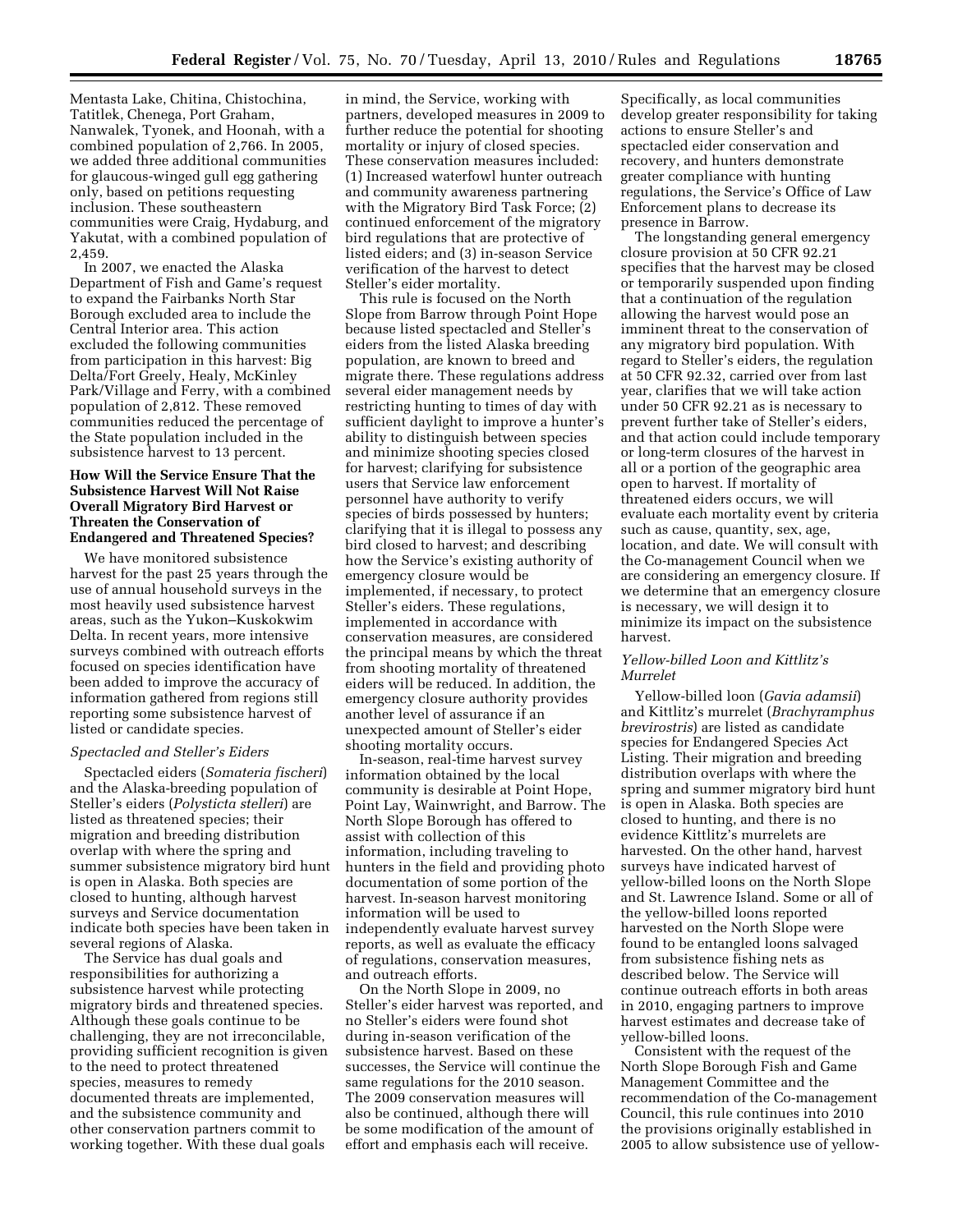Mentasta Lake, Chitina, Chistochina, Tatitlek, Chenega, Port Graham, Nanwalek, Tyonek, and Hoonah, with a combined population of 2,766. In 2005, we added three additional communities for glaucous-winged gull egg gathering only, based on petitions requesting inclusion. These southeastern communities were Craig, Hydaburg, and Yakutat, with a combined population of 2,459.

In 2007, we enacted the Alaska Department of Fish and Game's request to expand the Fairbanks North Star Borough excluded area to include the Central Interior area. This action excluded the following communities from participation in this harvest: Big Delta/Fort Greely, Healy, McKinley Park/Village and Ferry, with a combined population of 2,812. These removed communities reduced the percentage of the State population included in the subsistence harvest to 13 percent.

### How Will the Service Ensure That the Subsistence Harvest Will Not Raise Overall Migratory Bird Harvest or Threaten the Conservation of Endangered and Threatened Species?

We have monitored subsistence harvest for the past 25 years through the use of annual household surveys in the most heavily used subsistence harvest areas, such as the Yukon–Kuskokwim Delta. In recent years, more intensive surveys combined with outreach efforts focused on species identification have been added to improve the accuracy of information gathered from regions still reporting some subsistence harvest of listed or candidate species.

#### *Spectacled and Steller's Eiders*

Spectacled eiders (*Somateria fischeri*) and the Alaska-breeding population of Steller's eiders (*Polysticta stelleri*) are listed as threatened species; their migration and breeding distribution overlap with where the spring and summer subsistence migratory bird hunt is open in Alaska. Both species are closed to hunting, although harvest surveys and Service documentation indicate both species have been taken in several regions of Alaska.

The Service has dual goals and responsibilities for authorizing a subsistence harvest while protecting migratory birds and threatened species. Although these goals continue to be challenging, they are not irreconcilable, providing sufficient recognition is given to the need to protect threatened species, measures to remedy documented threats are implemented, and the subsistence community and other conservation partners commit to working together. With these dual goals in mind, the Service, working with partners, developed measures in 2009 to further reduce the potential for shooting mortality or injury of closed species. These conservation measures included: (1) Increased waterfowl hunter outreach and community awareness partnering with the Migratory Bird Task Force; (2) continued enforcement of the migratory bird regulations that are protective of listed eiders; and (3) in-season Service verification of the harvest to detect Steller's eider mortality.

This rule is focused on the North Slope from Barrow through Point Hope because listed spectacled and Steller's eiders from the listed Alaska breeding population, are known to breed and migrate there. These regulations address several eider management needs by restricting hunting to times of day with sufficient daylight to improve a hunter's ability to distinguish between species and minimize shooting species closed for harvest; clarifying for subsistence users that Service law enforcement personnel have authority to verify species of birds possessed by hunters; clarifying that it is illegal to possess any bird closed to harvest; and describing how the Service's existing authority of emergency closure would be implemented, if necessary, to protect Steller's eiders. These regulations, implemented in accordance with conservation measures, are considered the principal means by which the threat from shooting mortality of threatened eiders will be reduced. In addition, the emergency closure authority provides another level of assurance if an unexpected amount of Steller's eider shooting mortality occurs.

In-season, real-time harvest survey information obtained by the local community is desirable at Point Hope, Point Lay, Wainwright, and Barrow. The North Slope Borough has offered to assist with collection of this information, including traveling to hunters in the field and providing photo documentation of some portion of the harvest. In-season harvest monitoring information will be used to independently evaluate harvest survey reports, as well as evaluate the efficacy of regulations, conservation measures, and outreach efforts.

On the North Slope in 2009, no Steller's eider harvest was reported, and no Steller's eiders were found shot during in-season verification of the subsistence harvest. Based on these successes, the Service will continue the same regulations for the 2010 season. The 2009 conservation measures will also be continued, although there will be some modification of the amount of effort and emphasis each will receive. Specifically, as local communities develop greater responsibility for taking actions to ensure Steller's and spectacled eider conservation and recovery, and hunters demonstrate greater compliance with hunting regulations, the Service's Office of Law Enforcement plans to decrease its presence in Barrow.

The longstanding general emergency closure provision at 50 CFR 92.21 specifies that the harvest may be closed or temporarily suspended upon finding that a continuation of the regulation allowing the harvest would pose an imminent threat to the conservation of any migratory bird population. With regard to Steller's eiders, the regulation at 50 CFR 92.32, carried over from last year, clarifies that we will take action under 50 CFR 92.21 as is necessary to prevent further take of Steller's eiders, and that action could include temporary or long-term closures of the harvest in all or a portion of the geographic area open to harvest. If mortality of threatened eiders occurs, we will evaluate each mortality event by criteria such as cause, quantity, sex, age, location, and date. We will consult with the Co-management Council when we are considering an emergency closure. If we determine that an emergency closure is necessary, we will design it to minimize its impact on the subsistence harvest.

#### *Yellow-billed Loon and Kittlitz's Murrelet*

Yellow-billed loon (*Gavia adamsii*) and Kittlitz's murrelet (*Brachyramphus brevirostris*) are listed as candidate species for Endangered Species Act Listing. Their migration and breeding distribution overlaps with where the spring and summer migratory bird hunt is open in Alaska. Both species are closed to hunting, and there is no evidence Kittlitz's murrelets are harvested. On the other hand, harvest surveys have indicated harvest of yellow-billed loons on the North Slope and St. Lawrence Island. Some or all of the yellow-billed loons reported harvested on the North Slope were found to be entangled loons salvaged from subsistence fishing nets as described below. The Service will continue outreach efforts in both areas in 2010, engaging partners to improve harvest estimates and decrease take of yellow-billed loons.

Consistent with the request of the North Slope Borough Fish and Game Management Committee and the recommendation of the Co-management Council, this rule continues into 2010 the provisions originally established in 2005 to allow subsistence use of yellow-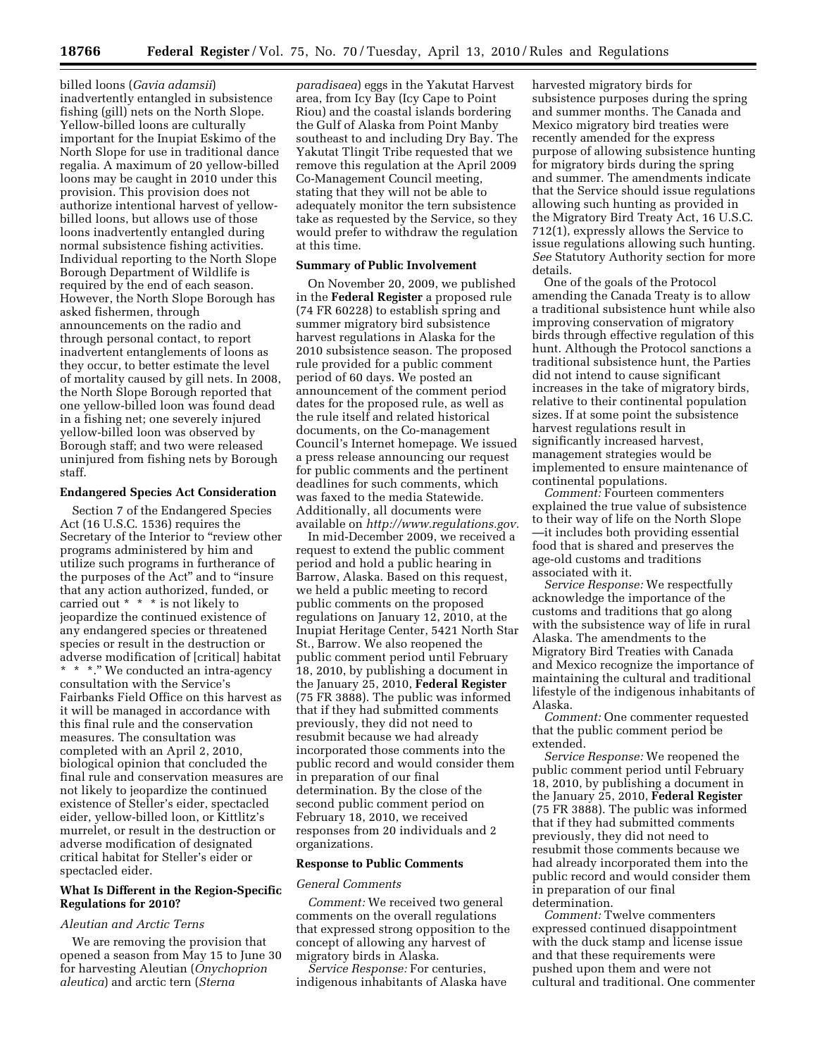billed loons (*Gavia adamsii*) inadvertently entangled in subsistence fishing (gill) nets on the North Slope. Yellow-billed loons are culturally important for the Inupiat Eskimo of the North Slope for use in traditional dance regalia. A maximum of 20 yellow-billed loons may be caught in 2010 under this provision. This provision does not authorize intentional harvest of yellow-billed loons, but allows use of those loons inadvertently entangled during normal subsistence fishing activities. Individual reporting to the North Slope Borough Department of Wildlife is required by the end of each season. However, the North Slope Borough has asked fishermen, through announcements on the radio and through personal contact, to report inadvertent entanglements of loons as they occur, to better estimate the level of mortality caused by gill nets. In 2008, the North Slope Borough reported that one yellow-billed loon was found dead in a fishing net; one severely injured yellow-billed loon was observed by Borough staff; and two were released uninjured from fishing nets by Borough staff.

## Endangered Species Act Consideration

Section 7 of the Endangered Species Act (16 U.S.C. 1536) requires the Secretary of the Interior to "review other programs administered by him and utilize such programs in furtherance of the purposes of the Act" and to "insure that any action authorized, funded, or carried out * * * is not likely to jeopardize the continued existence of any endangered species or threatened species or result in the destruction or adverse modification of [critical] habitat * * *." We conducted an intra-agency consultation with the Service's Fairbanks Field Office on this harvest as it will be managed in accordance with this final rule and the conservation measures. The consultation was completed with an April 2, 2010, biological opinion that concluded the final rule and conservation measures are not likely to jeopardize the continued existence of Steller's eider, spectacled eider, yellow-billed loon, or Kittlitz's murrelet, or result in the destruction or adverse modification of designated critical habitat for Steller's eider or spectacled eider.

## What Is Different in the Region-Specific Regulations for 2010?

### *Aleutian and Arctic Terns*

We are removing the provision that opened a season from May 15 to June 30 for harvesting Aleutian (*Onychoprion aleutica*) and arctic tern (*Sterna paradisaea*) eggs in the Yakutat Harvest area, from Icy Bay (Icy Cape to Point Riou) and the coastal islands bordering the Gulf of Alaska from Point Manby southeast to and including Dry Bay. The Yakutat Tlingit Tribe requested that we remove this regulation at the April 2009 Co-Management Council meeting, stating that they will not be able to adequately monitor the tern subsistence take as requested by the Service, so they would prefer to withdraw the regulation at this time.

## Summary of Public Involvement

On November 20, 2009, we published in the **Federal Register** a proposed rule (74 FR 60228) to establish spring and summer migratory bird subsistence harvest regulations in Alaska for the 2010 subsistence season. The proposed rule provided for a public comment period of 60 days. We posted an announcement of the comment period dates for the proposed rule, as well as the rule itself and related historical documents, on the Co-management Council's Internet homepage. We issued a press release announcing our request for public comments and the pertinent deadlines for such comments, which was faxed to the media Statewide. Additionally, all documents were available on *http://www.regulations.gov.*

In mid-December 2009, we received a request to extend the public comment period and hold a public hearing in Barrow, Alaska. Based on this request, we held a public meeting to record public comments on the proposed regulations on January 12, 2010, at the Inupiat Heritage Center, 5421 North Star St., Barrow. We also reopened the public comment period until February 18, 2010, by publishing a document in the January 25, 2010, **Federal Register** (75 FR 3888). The public was informed that if they had submitted comments previously, they did not need to resubmit because we had already incorporated those comments into the public record and would consider them in preparation of our final determination. By the close of the second public comment period on February 18, 2010, we received responses from 20 individuals and 2 organizations.

## Response to Public Comments

### *General Comments*

*Comment:* We received two general comments on the overall regulations that expressed strong opposition to the concept of allowing any harvest of migratory birds in Alaska.

*Service Response:* For centuries, indigenous inhabitants of Alaska have harvested migratory birds for subsistence purposes during the spring and summer months. The Canada and Mexico migratory bird treaties were recently amended for the express purpose of allowing subsistence hunting for migratory birds during the spring and summer. The amendments indicate that the Service should issue regulations allowing such hunting as provided in the Migratory Bird Treaty Act, 16 U.S.C. 712(1), expressly allows the Service to issue regulations allowing such hunting. *See* Statutory Authority section for more details.

One of the goals of the Protocol amending the Canada Treaty is to allow a traditional subsistence hunt while also improving conservation of migratory birds through effective regulation of this hunt. Although the Protocol sanctions a traditional subsistence hunt, the Parties did not intend to cause significant increases in the take of migratory birds, relative to their continental population sizes. If at some point the subsistence harvest regulations result in significantly increased harvest, management strategies would be implemented to ensure maintenance of continental populations.

*Comment:* Fourteen commenters explained the true value of subsistence to their way of life on the North Slope —it includes both providing essential food that is shared and preserves the age-old customs and traditions associated with it.

*Service Response:* We respectfully acknowledge the importance of the customs and traditions that go along with the subsistence way of life in rural Alaska. The amendments to the Migratory Bird Treaties with Canada and Mexico recognize the importance of maintaining the cultural and traditional lifestyle of the indigenous inhabitants of Alaska.

*Comment:* One commenter requested that the public comment period be extended.

*Service Response:* We reopened the public comment period until February 18, 2010, by publishing a document in the January 25, 2010, **Federal Register** (75 FR 3888). The public was informed that if they had submitted comments previously, they did not need to resubmit those comments because we had already incorporated them into the public record and would consider them in preparation of our final determination.

*Comment:* Twelve commenters expressed continued disappointment with the duck stamp and license issue and that these requirements were pushed upon them and were not cultural and traditional. One commenter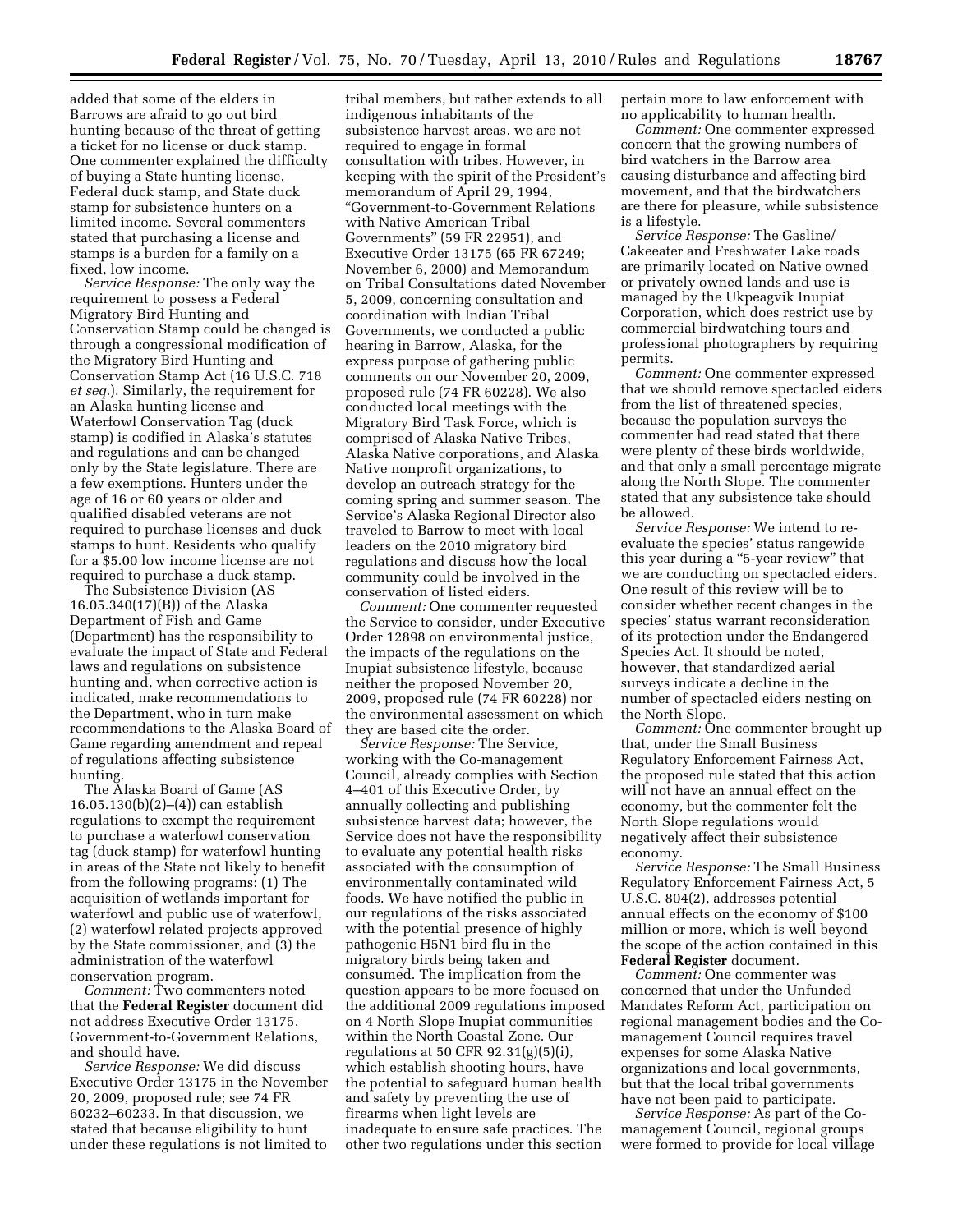added that some of the elders in Barrows are afraid to go out bird hunting because of the threat of getting a ticket for no license or duck stamp. One commenter explained the difficulty of buying a State hunting license, Federal duck stamp, and State duck stamp for subsistence hunters on a limited income. Several commenters stated that purchasing a license and stamps is a burden for a family on a fixed, low income.

*Service Response:* The only way the requirement to possess a Federal Migratory Bird Hunting and Conservation Stamp could be changed is through a congressional modification of the Migratory Bird Hunting and Conservation Stamp Act (16 U.S.C. 718 *et seq.*). Similarly, the requirement for an Alaska hunting license and Waterfowl Conservation Tag (duck stamp) is codified in Alaska's statutes and regulations and can be changed only by the State legislature. There are a few exemptions. Hunters under the age of 16 or 60 years or older and qualified disabled veterans are not required to purchase licenses and duck stamps to hunt. Residents who qualify for a $5.00 low income license are not required to purchase a duck stamp.

The Subsistence Division (AS 16.05.340(17)(B)) of the Alaska Department of Fish and Game (Department) has the responsibility to evaluate the impact of State and Federal laws and regulations on subsistence hunting and, when corrective action is indicated, make recommendations to the Department, who in turn make recommendations to the Alaska Board of Game regarding amendment and repeal of regulations affecting subsistence hunting.

The Alaska Board of Game (AS 16.05.130(b)(2)–(4)) can establish regulations to exempt the requirement to purchase a waterfowl conservation tag (duck stamp) for waterfowl hunting in areas of the State not likely to benefit from the following programs: (1) The acquisition of wetlands important for waterfowl and public use of waterfowl, (2) waterfowl related projects approved by the State commissioner, and (3) the administration of the waterfowl conservation program.

*Comment:* Two commenters noted that the **Federal Register** document did not address Executive Order 13175, Government-to-Government Relations, and should have.

*Service Response:* We did discuss Executive Order 13175 in the November 20, 2009, proposed rule; see 74 FR 60232–60233. In that discussion, we stated that because eligibility to hunt under these regulations is not limited to tribal members, but rather extends to all indigenous inhabitants of the subsistence harvest areas, we are not required to engage in formal consultation with tribes. However, in keeping with the spirit of the President's memorandum of April 29, 1994, "Government-to-Government Relations with Native American Tribal Governments" (59 FR 22951), and Executive Order 13175 (65 FR 67249; November 6, 2000) and Memorandum on Tribal Consultations dated November 5, 2009, concerning consultation and coordination with Indian Tribal Governments, we conducted a public hearing in Barrow, Alaska, for the express purpose of gathering public comments on our November 20, 2009, proposed rule (74 FR 60228). We also conducted local meetings with the Migratory Bird Task Force, which is comprised of Alaska Native Tribes, Alaska Native corporations, and Alaska Native nonprofit organizations, to develop an outreach strategy for the coming spring and summer season. The Service's Alaska Regional Director also traveled to Barrow to meet with local leaders on the 2010 migratory bird regulations and discuss how the local community could be involved in the conservation of listed eiders.

*Comment:* One commenter requested the Service to consider, under Executive Order 12898 on environmental justice, the impacts of the regulations on the Inupiat subsistence lifestyle, because neither the proposed November 20, 2009, proposed rule (74 FR 60228) nor the environmental assessment on which they are based cite the order.

*Service Response:* The Service, working with the Co-management Council, already complies with Section 4–401 of this Executive Order, by annually collecting and publishing subsistence harvest data; however, the Service does not have the responsibility to evaluate any potential health risks associated with the consumption of environmentally contaminated wild foods. We have notified the public in our regulations of the risks associated with the potential presence of highly pathogenic H5N1 bird flu in the migratory birds being taken and consumed. The implication from the question appears to be more focused on the additional 2009 regulations imposed on 4 North Slope Inupiat communities within the North Coastal Zone. Our regulations at 50 CFR 92.31(g)(5)(i), which establish shooting hours, have the potential to safeguard human health and safety by preventing the use of firearms when light levels are inadequate to ensure safe practices. The other two regulations under this section pertain more to law enforcement with no applicability to human health.

*Comment:* One commenter expressed concern that the growing numbers of bird watchers in the Barrow area causing disturbance and affecting bird movement, and that the birdwatchers are there for pleasure, while subsistence is a lifestyle.

*Service Response:* The Gasline/Cakeeater and Freshwater Lake roads are primarily located on Native owned or privately owned lands and use is managed by the Ukpeagvik Inupiat Corporation, which does restrict use by commercial birdwatching tours and professional photographers by requiring permits.

*Comment:* One commenter expressed that we should remove spectacled eiders from the list of threatened species, because the population surveys the commenter had read stated that there were plenty of these birds worldwide, and that only a small percentage migrate along the North Slope. The commenter stated that any subsistence take should be allowed.

*Service Response:* We intend to re-evaluate the species' status rangewide this year during a "5-year review" that we are conducting on spectacled eiders. One result of this review will be to consider whether recent changes in the species' status warrant reconsideration of its protection under the Endangered Species Act. It should be noted, however, that standardized aerial surveys indicate a decline in the number of spectacled eiders nesting on the North Slope.

*Comment:* One commenter brought up that, under the Small Business Regulatory Enforcement Fairness Act, the proposed rule stated that this action will not have an annual effect on the economy, but the commenter felt the North Slope regulations would negatively affect their subsistence economy.

*Service Response:* The Small Business Regulatory Enforcement Fairness Act, 5 U.S.C. 804(2), addresses potential annual effects on the economy of $100 million or more, which is well beyond the scope of the action contained in this **Federal Register** document.

*Comment:* One commenter was concerned that under the Unfunded Mandates Reform Act, participation on regional management bodies and the Co-management Council requires travel expenses for some Alaska Native organizations and local governments, but that the local tribal governments have not been paid to participate.

*Service Response:* As part of the Co-management Council, regional groups were formed to provide for local village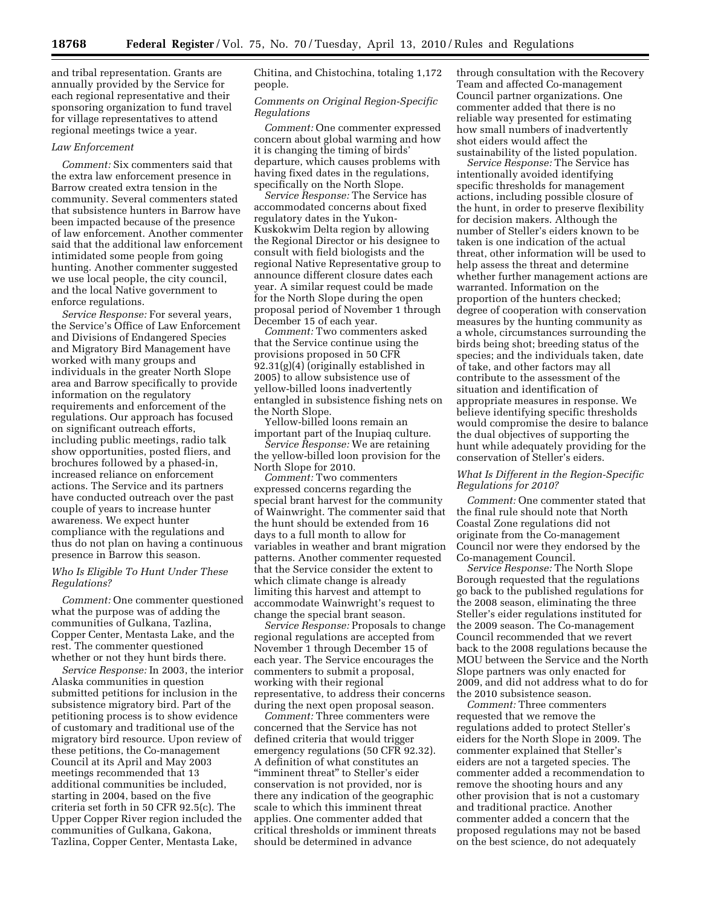and tribal representation. Grants are annually provided by the Service for each regional representative and their sponsoring organization to fund travel for village representatives to attend regional meetings twice a year.

*Law Enforcement*

*Comment:* Six commenters said that the extra law enforcement presence in Barrow created extra tension in the community. Several commenters stated that subsistence hunters in Barrow have been impacted because of the presence of law enforcement. Another commenter said that the additional law enforcement intimidated some people from going hunting. Another commenter suggested we use local people, the city council, and the local Native government to enforce regulations.

*Service Response:* For several years, the Service's Office of Law Enforcement and Divisions of Endangered Species and Migratory Bird Management have worked with many groups and individuals in the greater North Slope area and Barrow specifically to provide information on the regulatory requirements and enforcement of the regulations. Our approach has focused on significant outreach efforts, including public meetings, radio talk show opportunities, posted fliers, and brochures followed by a phased-in, increased reliance on enforcement actions. The Service and its partners have conducted outreach over the past couple of years to increase hunter awareness. We expect hunter compliance with the regulations and thus do not plan on having a continuous presence in Barrow this season.

*Who Is Eligible To Hunt Under These Regulations?*

*Comment:* One commenter questioned what the purpose was of adding the communities of Gulkana, Tazlina, Copper Center, Mentasta Lake, and the rest. The commenter questioned whether or not they hunt birds there.

*Service Response:* In 2003, the interior Alaska communities in question submitted petitions for inclusion in the subsistence migratory bird. Part of the petitioning process is to show evidence of customary and traditional use of the migratory bird resource. Upon review of these petitions, the Co-management Council at its April and May 2003 meetings recommended that 13 additional communities be included, starting in 2004, based on the five criteria set forth in 50 CFR 92.5(c). The Upper Copper River region included the communities of Gulkana, Gakona, Tazlina, Copper Center, Mentasta Lake, Chitina, and Chistochina, totaling 1,172 people.

*Comments on Original Region-Specific Regulations*

*Comment:* One commenter expressed concern about global warming and how it is changing the timing of birds' departure, which causes problems with having fixed dates in the regulations, specifically on the North Slope.

*Service Response:* The Service has accommodated concerns about fixed regulatory dates in the Yukon-Kuskokwim Delta region by allowing the Regional Director or his designee to consult with field biologists and the regional Native Representative group to announce different closure dates each year. A similar request could be made for the North Slope during the open proposal period of November 1 through December 15 of each year.

*Comment:* Two commenters asked that the Service continue using the provisions proposed in 50 CFR 92.31(g)(4) (originally established in 2005) to allow subsistence use of yellow-billed loons inadvertently entangled in subsistence fishing nets on the North Slope.

Yellow-billed loons remain an important part of the Inupiaq culture.

*Service Response:* We are retaining the yellow-billed loon provision for the North Slope for 2010.

*Comment:* Two commenters expressed concerns regarding the special brant harvest for the community of Wainwright. The commenter said that the hunt should be extended from 16 days to a full month to allow for variables in weather and brant migration patterns. Another commenter requested that the Service consider the extent to which climate change is already limiting this harvest and attempt to accommodate Wainwright's request to change the special brant season.

*Service Response:* Proposals to change regional regulations are accepted from November 1 through December 15 of each year. The Service encourages the commenters to submit a proposal, working with their regional representative, to address their concerns during the next open proposal season.

*Comment:* Three commenters were concerned that the Service has not defined criteria that would trigger emergency regulations (50 CFR 92.32). A definition of what constitutes an "imminent threat" to Steller's eider conservation is not provided, nor is there any indication of the geographic scale to which this imminent threat applies. One commenter added that critical thresholds or imminent threats should be determined in advance through consultation with the Recovery Team and affected Co-management Council partner organizations. One commenter added that there is no reliable way presented for estimating how small numbers of inadvertently shot eiders would affect the sustainability of the listed population.

*Service Response:* The Service has intentionally avoided identifying specific thresholds for management actions, including possible closure of the hunt, in order to preserve flexibility for decision makers. Although the number of Steller's eiders known to be taken is one indication of the actual threat, other information will be used to help assess the threat and determine whether further management actions are warranted. Information on the proportion of the hunters checked; degree of cooperation with conservation measures by the hunting community as a whole, circumstances surrounding the birds being shot; breeding status of the species; and the individuals taken, date of take, and other factors may all contribute to the assessment of the situation and identification of appropriate measures in response. We believe identifying specific thresholds would compromise the desire to balance the dual objectives of supporting the hunt while adequately providing for the conservation of Steller's eiders.

*What Is Different in the Region-Specific Regulations for 2010?*

*Comment:* One commenter stated that the final rule should note that North Coastal Zone regulations did not originate from the Co-management Council nor were they endorsed by the Co-management Council.

*Service Response:* The North Slope Borough requested that the regulations go back to the published regulations for the 2008 season, eliminating the three Steller's eider regulations instituted for the 2009 season. The Co-management Council recommended that we revert back to the 2008 regulations because the MOU between the Service and the North Slope partners was only enacted for 2009, and did not address what to do for the 2010 subsistence season.

*Comment:* Three commenters requested that we remove the regulations added to protect Steller's eiders for the North Slope in 2009. The commenter explained that Steller's eiders are not a targeted species. The commenter added a recommendation to remove the shooting hours and any other provision that is not a customary and traditional practice. Another commenter added a concern that the proposed regulations may not be based on the best science, do not adequately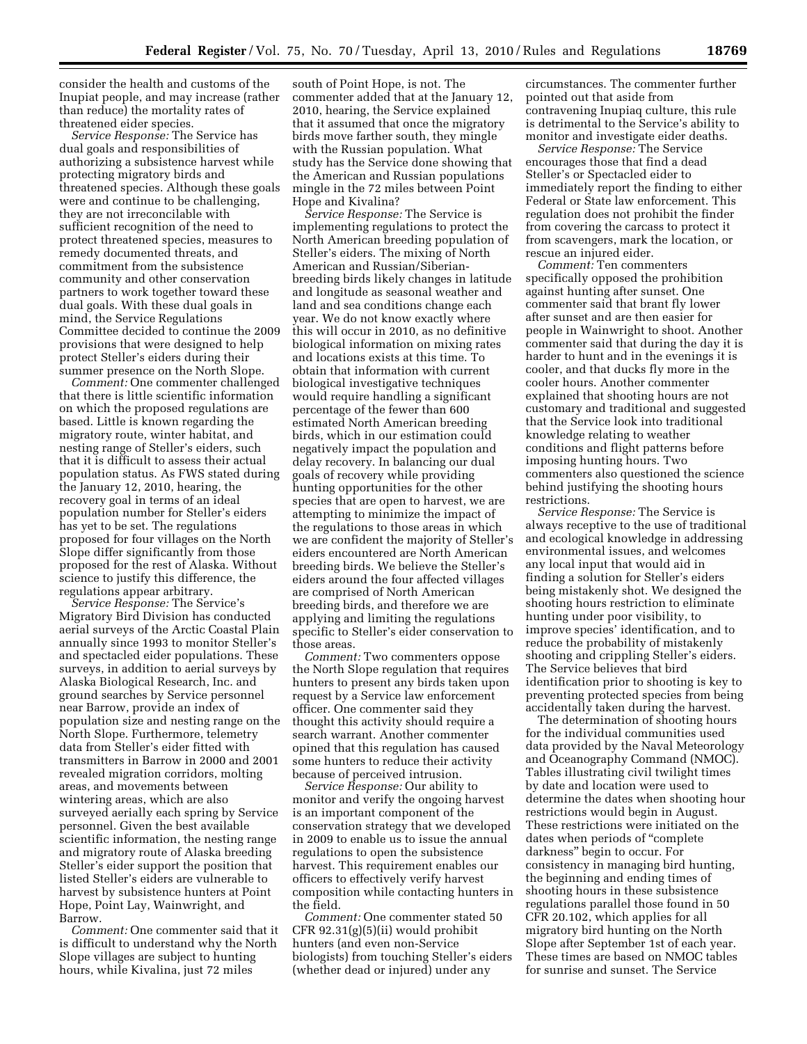consider the health and customs of the Inupiat people, and may increase (rather than reduce) the mortality rates of threatened eider species.

*Service Response:* The Service has dual goals and responsibilities of authorizing a subsistence harvest while protecting migratory birds and threatened species. Although these goals were and continue to be challenging, they are not irreconcilable with sufficient recognition of the need to protect threatened species, measures to remedy documented threats, and commitment from the subsistence community and other conservation partners to work together toward these dual goals. With these dual goals in mind, the Service Regulations Committee decided to continue the 2009 provisions that were designed to help protect Steller's eiders during their summer presence on the North Slope.

*Comment:* One commenter challenged that there is little scientific information on which the proposed regulations are based. Little is known regarding the migratory route, winter habitat, and nesting range of Steller's eiders, such that it is difficult to assess their actual population status. As FWS stated during the January 12, 2010, hearing, the recovery goal in terms of an ideal population number for Steller's eiders has yet to be set. The regulations proposed for four villages on the North Slope differ significantly from those proposed for the rest of Alaska. Without science to justify this difference, the regulations appear arbitrary.

*Service Response:* The Service's Migratory Bird Division has conducted aerial surveys of the Arctic Coastal Plain annually since 1993 to monitor Steller's and spectacled eider populations. These surveys, in addition to aerial surveys by Alaska Biological Research, Inc. and ground searches by Service personnel near Barrow, provide an index of population size and nesting range on the North Slope. Furthermore, telemetry data from Steller's eider fitted with transmitters in Barrow in 2000 and 2001 revealed migration corridors, molting areas, and movements between wintering areas, which are also surveyed aerially each spring by Service personnel. Given the best available scientific information, the nesting range and migratory route of Alaska breeding Steller's eider support the position that listed Steller's eiders are vulnerable to harvest by subsistence hunters at Point Hope, Point Lay, Wainwright, and Barrow.

*Comment:* One commenter said that it is difficult to understand why the North Slope villages are subject to hunting hours, while Kivalina, just 72 miles south of Point Hope, is not. The commenter added that at the January 12, 2010, hearing, the Service explained that it assumed that once the migratory birds move farther south, they mingle with the Russian population. What study has the Service done showing that the American and Russian populations mingle in the 72 miles between Point Hope and Kivalina?

*Service Response:* The Service is implementing regulations to protect the North American breeding population of Steller's eiders. The mixing of North American and Russian/Siberian-breeding birds likely changes in latitude and longitude as seasonal weather and land and sea conditions change each year. We do not know exactly where this will occur in 2010, as no definitive biological information on mixing rates and locations exists at this time. To obtain that information with current biological investigative techniques would require handling a significant percentage of the fewer than 600 estimated North American breeding birds, which in our estimation could negatively impact the population and delay recovery. In balancing our dual goals of recovery while providing hunting opportunities for the other species that are open to harvest, we are attempting to minimize the impact of the regulations to those areas in which we are confident the majority of Steller's eiders encountered are North American breeding birds. We believe the Steller's eiders around the four affected villages are comprised of North American breeding birds, and therefore we are applying and limiting the regulations specific to Steller's eider conservation to those areas.

*Comment:* Two commenters oppose the North Slope regulation that requires hunters to present any birds taken upon request by a Service law enforcement officer. One commenter said they thought this activity should require a search warrant. Another commenter opined that this regulation has caused some hunters to reduce their activity because of perceived intrusion.

*Service Response:* Our ability to monitor and verify the ongoing harvest is an important component of the conservation strategy that we developed in 2009 to enable us to issue the annual regulations to open the subsistence harvest. This requirement enables our officers to effectively verify harvest composition while contacting hunters in the field.

*Comment:* One commenter stated 50 CFR 92.31(g)(5)(ii) would prohibit hunters (and even non-Service biologists) from touching Steller's eiders (whether dead or injured) under any circumstances. The commenter further pointed out that aside from contravening Inupiaq culture, this rule is detrimental to the Service's ability to monitor and investigate eider deaths.

*Service Response:* The Service encourages those that find a dead Steller's or Spectacled eider to immediately report the finding to either Federal or State law enforcement. This regulation does not prohibit the finder from covering the carcass to protect it from scavengers, mark the location, or rescue an injured eider.

*Comment:* Ten commenters specifically opposed the prohibition against hunting after sunset. One commenter said that brant fly lower after sunset and are then easier for people in Wainwright to shoot. Another commenter said that during the day it is harder to hunt and in the evenings it is cooler, and that ducks fly more in the cooler hours. Another commenter explained that shooting hours are not customary and traditional and suggested that the Service look into traditional knowledge relating to weather conditions and flight patterns before imposing hunting hours. Two commenters also questioned the science behind justifying the shooting hours restrictions.

*Service Response:* The Service is always receptive to the use of traditional and ecological knowledge in addressing environmental issues, and welcomes any local input that would aid in finding a solution for Steller's eiders being mistakenly shot. We designed the shooting hours restriction to eliminate hunting under poor visibility, to improve species' identification, and to reduce the probability of mistakenly shooting and crippling Steller's eiders. The Service believes that bird identification prior to shooting is key to preventing protected species from being accidentally taken during the harvest.

The determination of shooting hours for the individual communities used data provided by the Naval Meteorology and Oceanography Command (NMOC). Tables illustrating civil twilight times by date and location were used to determine the dates when shooting hour restrictions would begin in August. These restrictions were initiated on the dates when periods of "complete darkness" begin to occur. For consistency in managing bird hunting, the beginning and ending times of shooting hours in these subsistence regulations parallel those found in 50 CFR 20.102, which applies for all migratory bird hunting on the North Slope after September 1st of each year. These times are based on NMOC tables for sunrise and sunset. The Service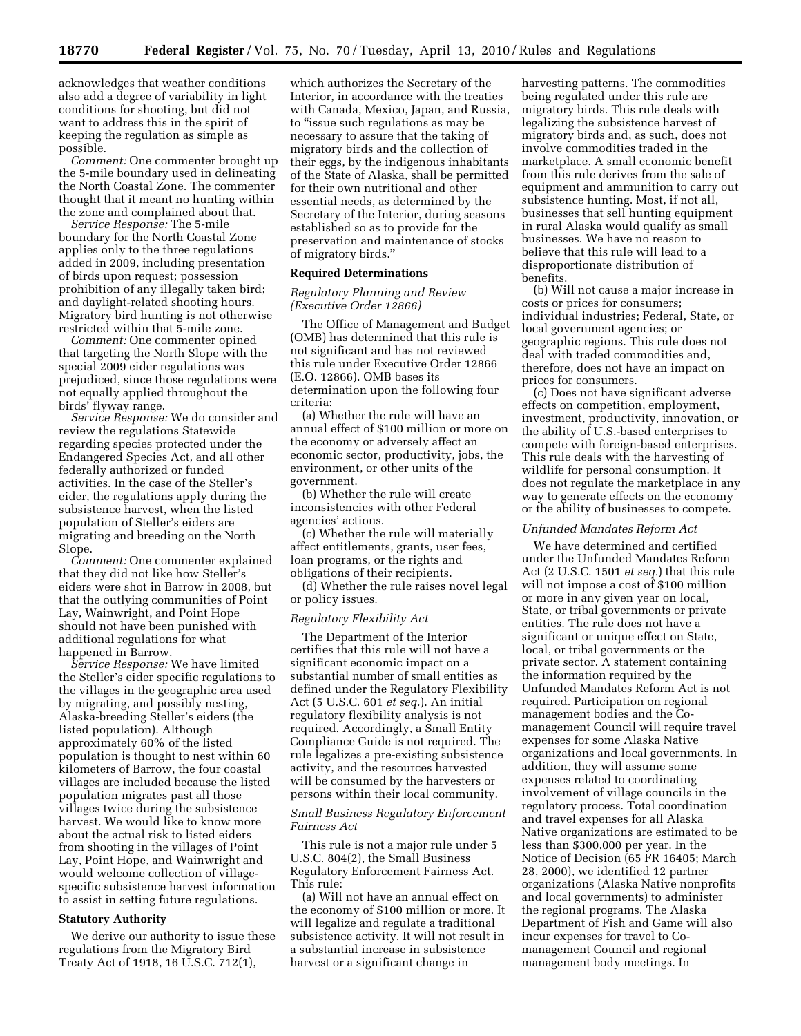acknowledges that weather conditions also add a degree of variability in light conditions for shooting, but did not want to address this in the spirit of keeping the regulation as simple as possible.

*Comment:* One commenter brought up the 5-mile boundary used in delineating the North Coastal Zone. The commenter thought that it meant no hunting within the zone and complained about that.

*Service Response:* The 5-mile boundary for the North Coastal Zone applies only to the three regulations added in 2009, including presentation of birds upon request; possession prohibition of any illegally taken bird; and daylight-related shooting hours. Migratory bird hunting is not otherwise restricted within that 5-mile zone.

*Comment:* One commenter opined that targeting the North Slope with the special 2009 eider regulations was prejudiced, since those regulations were not equally applied throughout the birds' flyway range.

*Service Response:* We do consider and review the regulations Statewide regarding species protected under the Endangered Species Act, and all other federally authorized or funded activities. In the case of the Steller's eider, the regulations apply during the subsistence harvest, when the listed population of Steller's eiders are migrating and breeding on the North Slope.

*Comment:* One commenter explained that they did not like how Steller's eiders were shot in Barrow in 2008, but that the outlying communities of Point Lay, Wainwright, and Point Hope should not have been punished with additional regulations for what happened in Barrow.

*Service Response:* We have limited the Steller's eider specific regulations to the villages in the geographic area used by migrating, and possibly nesting, Alaska-breeding Steller's eiders (the listed population). Although approximately 60% of the listed population is thought to nest within 60 kilometers of Barrow, the four coastal villages are included because the listed population migrates past all those villages twice during the subsistence harvest. We would like to know more about the actual risk to listed eiders from shooting in the villages of Point Lay, Point Hope, and Wainwright and would welcome collection of village-specific subsistence harvest information to assist in setting future regulations.

## Statutory Authority

We derive our authority to issue these regulations from the Migratory Bird Treaty Act of 1918, 16 U.S.C. 712(1), which authorizes the Secretary of the Interior, in accordance with the treaties with Canada, Mexico, Japan, and Russia, to "issue such regulations as may be necessary to assure that the taking of migratory birds and the collection of their eggs, by the indigenous inhabitants of the State of Alaska, shall be permitted for their own nutritional and other essential needs, as determined by the Secretary of the Interior, during seasons established so as to provide for the preservation and maintenance of stocks of migratory birds."

## Required Determinations

### *Regulatory Planning and Review (Executive Order 12866)*

The Office of Management and Budget (OMB) has determined that this rule is not significant and has not reviewed this rule under Executive Order 12866 (E.O. 12866). OMB bases its determination upon the following four criteria:

(a) Whether the rule will have an annual effect of $100 million or more on the economy or adversely affect an economic sector, productivity, jobs, the environment, or other units of the government.

(b) Whether the rule will create inconsistencies with other Federal agencies' actions.

(c) Whether the rule will materially affect entitlements, grants, user fees, loan programs, or the rights and obligations of their recipients.

(d) Whether the rule raises novel legal or policy issues.

### *Regulatory Flexibility Act*

The Department of the Interior certifies that this rule will not have a significant economic impact on a substantial number of small entities as defined under the Regulatory Flexibility Act (5 U.S.C. 601 *et seq.*). An initial regulatory flexibility analysis is not required. Accordingly, a Small Entity Compliance Guide is not required. The rule legalizes a pre-existing subsistence activity, and the resources harvested will be consumed by the harvesters or persons within their local community.

### *Small Business Regulatory Enforcement Fairness Act*

This rule is not a major rule under 5 U.S.C. 804(2), the Small Business Regulatory Enforcement Fairness Act. This rule:

(a) Will not have an annual effect on the economy of $100 million or more. It will legalize and regulate a traditional subsistence activity. It will not result in a substantial increase in subsistence harvest or a significant change in harvesting patterns. The commodities being regulated under this rule are migratory birds. This rule deals with legalizing the subsistence harvest of migratory birds and, as such, does not involve commodities traded in the marketplace. A small economic benefit from this rule derives from the sale of equipment and ammunition to carry out subsistence hunting. Most, if not all, businesses that sell hunting equipment in rural Alaska would qualify as small businesses. We have no reason to believe that this rule will lead to a disproportionate distribution of benefits.

(b) Will not cause a major increase in costs or prices for consumers; individual industries; Federal, State, or local government agencies; or geographic regions. This rule does not deal with traded commodities and, therefore, does not have an impact on prices for consumers.

(c) Does not have significant adverse effects on competition, employment, investment, productivity, innovation, or the ability of U.S.-based enterprises to compete with foreign-based enterprises. This rule deals with the harvesting of wildlife for personal consumption. It does not regulate the marketplace in any way to generate effects on the economy or the ability of businesses to compete.

### *Unfunded Mandates Reform Act*

We have determined and certified under the Unfunded Mandates Reform Act (2 U.S.C. 1501 *et seq.*) that this rule will not impose a cost of $100 million or more in any given year on local, State, or tribal governments or private entities. The rule does not have a significant or unique effect on State, local, or tribal governments or the private sector. A statement containing the information required by the Unfunded Mandates Reform Act is not required. Participation on regional management bodies and the Co-management Council will require travel expenses for some Alaska Native organizations and local governments. In addition, they will assume some expenses related to coordinating involvement of village councils in the regulatory process. Total coordination and travel expenses for all Alaska Native organizations are estimated to be less than $300,000 per year. In the Notice of Decision (65 FR 16405; March 28, 2000), we identified 12 partner organizations (Alaska Native nonprofits and local governments) to administer the regional programs. The Alaska Department of Fish and Game will also incur expenses for travel to Co-management Council and regional management body meetings. In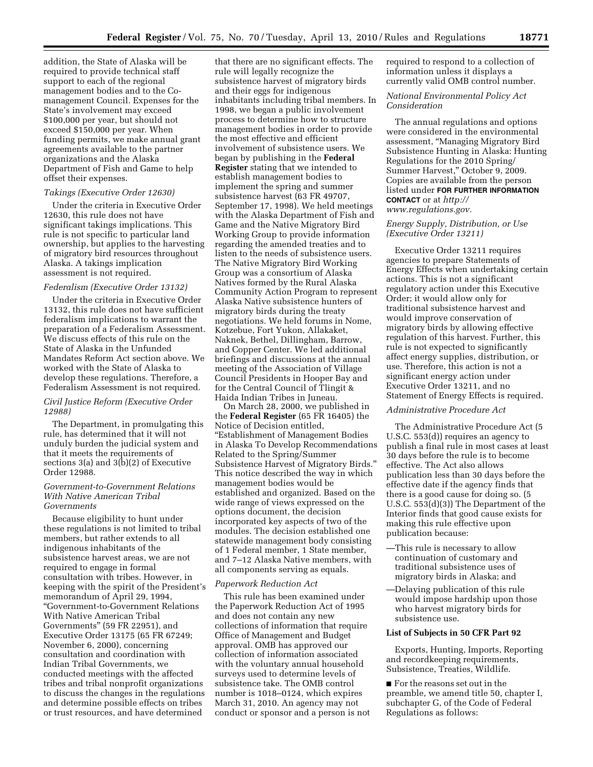addition, the State of Alaska will be required to provide technical staff support to each of the regional management bodies and to the Co-management Council. Expenses for the State's involvement may exceed $100,000 per year, but should not exceed $150,000 per year. When funding permits, we make annual grant agreements available to the partner organizations and the Alaska Department of Fish and Game to help offset their expenses.

*Takings (Executive Order 12630)*

Under the criteria in Executive Order 12630, this rule does not have significant takings implications. This rule is not specific to particular land ownership, but applies to the harvesting of migratory bird resources throughout Alaska. A takings implication assessment is not required.

*Federalism (Executive Order 13132)*

Under the criteria in Executive Order 13132, this rule does not have sufficient federalism implications to warrant the preparation of a Federalism Assessment. We discuss effects of this rule on the State of Alaska in the Unfunded Mandates Reform Act section above. We worked with the State of Alaska to develop these regulations. Therefore, a Federalism Assessment is not required.

*Civil Justice Reform (Executive Order 12988)*

The Department, in promulgating this rule, has determined that it will not unduly burden the judicial system and that it meets the requirements of sections 3(a) and 3(b)(2) of Executive Order 12988.

*Government-to-Government Relations With Native American Tribal Governments*

Because eligibility to hunt under these regulations is not limited to tribal members, but rather extends to all indigenous inhabitants of the subsistence harvest areas, we are not required to engage in formal consultation with tribes. However, in keeping with the spirit of the President's memorandum of April 29, 1994, "Government-to-Government Relations With Native American Tribal Governments" (59 FR 22951), and Executive Order 13175 (65 FR 67249; November 6, 2000), concerning consultation and coordination with Indian Tribal Governments, we conducted meetings with the affected tribes and tribal nonprofit organizations to discuss the changes in the regulations and determine possible effects on tribes or trust resources, and have determined that there are no significant effects. The rule will legally recognize the subsistence harvest of migratory birds and their eggs for indigenous inhabitants including tribal members. In 1998, we began a public involvement process to determine how to structure management bodies in order to provide the most effective and efficient involvement of subsistence users. We began by publishing in the **Federal Register** stating that we intended to establish management bodies to implement the spring and summer subsistence harvest (63 FR 49707, September 17, 1998). We held meetings with the Alaska Department of Fish and Game and the Native Migratory Bird Working Group to provide information regarding the amended treaties and to listen to the needs of subsistence users. The Native Migratory Bird Working Group was a consortium of Alaska Natives formed by the Rural Alaska Community Action Program to represent Alaska Native subsistence hunters of migratory birds during the treaty negotiations. We held forums in Nome, Kotzebue, Fort Yukon, Allakaket, Naknek, Bethel, Dillingham, Barrow, and Copper Center. We led additional briefings and discussions at the annual meeting of the Association of Village Council Presidents in Hooper Bay and for the Central Council of Tlingit & Haida Indian Tribes in Juneau.

On March 28, 2000, we published in the **Federal Register** (65 FR 16405) the Notice of Decision entitled, "Establishment of Management Bodies in Alaska To Develop Recommendations Related to the Spring/Summer Subsistence Harvest of Migratory Birds." This notice described the way in which management bodies would be established and organized. Based on the wide range of views expressed on the options document, the decision incorporated key aspects of two of the modules. The decision established one statewide management body consisting of 1 Federal member, 1 State member, and 7–12 Alaska Native members, with all components serving as equals.

*Paperwork Reduction Act*

This rule has been examined under the Paperwork Reduction Act of 1995 and does not contain any new collections of information that require Office of Management and Budget approval. OMB has approved our collection of information associated with the voluntary annual household surveys used to determine levels of subsistence take. The OMB control number is 1018–0124, which expires March 31, 2010. An agency may not conduct or sponsor and a person is not required to respond to a collection of information unless it displays a currently valid OMB control number.

*National Environmental Policy Act Consideration*

The annual regulations and options were considered in the environmental assessment, "Managing Migratory Bird Subsistence Hunting in Alaska: Hunting Regulations for the 2010 Spring/Summer Harvest," October 9, 2009. Copies are available from the person listed under **FOR FURTHER INFORMATION CONTACT** or at *http://www.regulations.gov.*

*Energy Supply, Distribution, or Use (Executive Order 13211)*

Executive Order 13211 requires agencies to prepare Statements of Energy Effects when undertaking certain actions. This is not a significant regulatory action under this Executive Order; it would allow only for traditional subsistence harvest and would improve conservation of migratory birds by allowing effective regulation of this harvest. Further, this rule is not expected to significantly affect energy supplies, distribution, or use. Therefore, this action is not a significant energy action under Executive Order 13211, and no Statement of Energy Effects is required.

*Administrative Procedure Act*

The Administrative Procedure Act (5 U.S.C. 553(d)) requires an agency to publish a final rule in most cases at least 30 days before the rule is to become effective. The Act also allows publication less than 30 days before the effective date if the agency finds that there is a good cause for doing so. (5 U.S.C. 553(d)(3)) The Department of the Interior finds that good cause exists for making this rule effective upon publication because:

—This rule is necessary to allow continuation of customary and traditional subsistence uses of migratory birds in Alaska; and

—Delaying publication of this rule would impose hardship upon those who harvest migratory birds for subsistence use.

**List of Subjects in 50 CFR Part 92**

Exports, Hunting, Imports, Reporting and recordkeeping requirements, Subsistence, Treaties, Wildlife.

■ For the reasons set out in the preamble, we amend title 50, chapter I, subchapter G, of the Code of Federal Regulations as follows: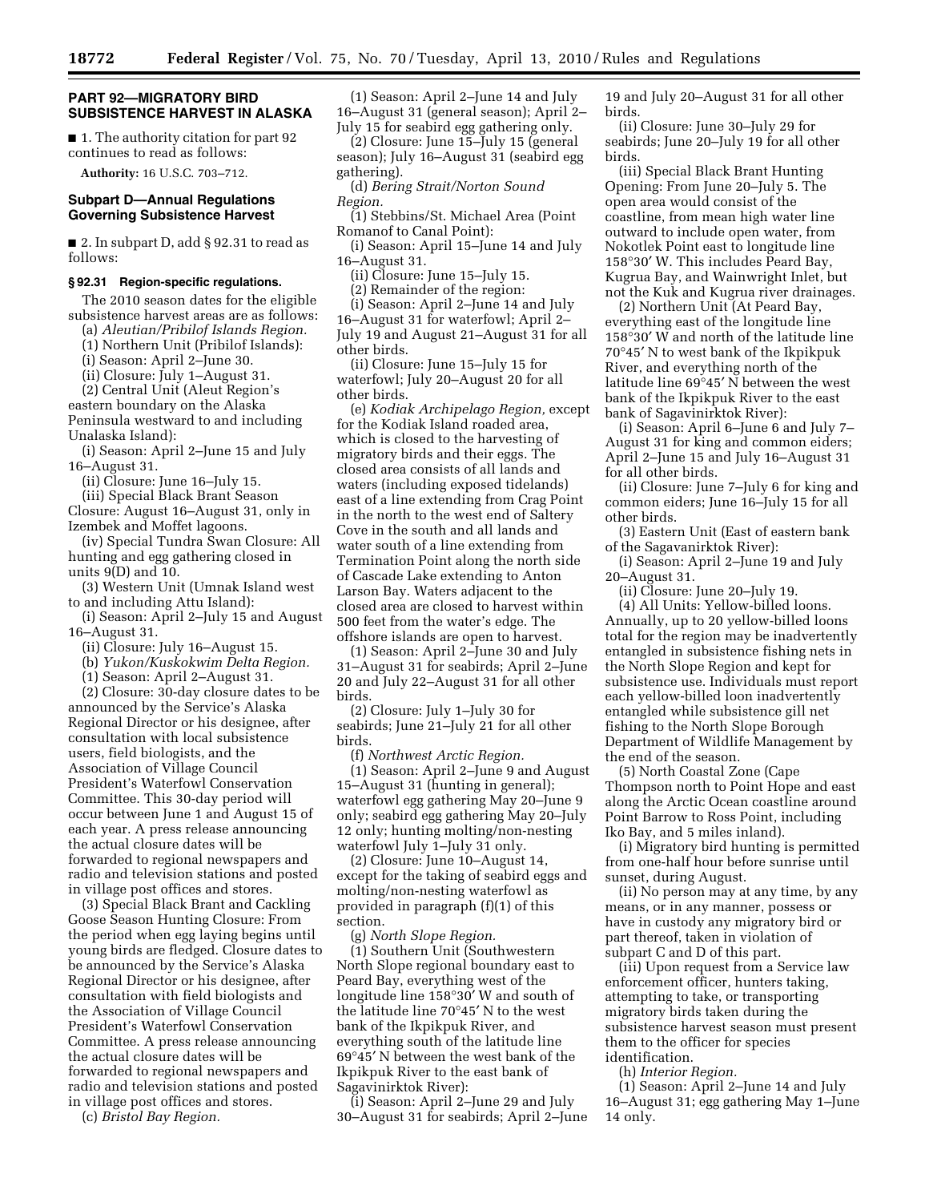## PART 92—MIGRATORY BIRD SUBSISTENCE HARVEST IN ALASKA

■ 1. The authority citation for part 92 continues to read as follows:

**Authority:** 16 U.S.C. 703–712.

### Subpart D—Annual Regulations Governing Subsistence Harvest

■ 2. In subpart D, add § 92.31 to read as follows:

**§ 92.31 Region-specific regulations.**

The 2010 season dates for the eligible subsistence harvest areas are as follows:

(a) *Aleutian/Pribilof Islands Region.*

(1) Northern Unit (Pribilof Islands):

(i) Season: April 2–June 30.

(ii) Closure: July 1–August 31.

(2) Central Unit (Aleut Region's eastern boundary on the Alaska Peninsula westward to and including Unalaska Island):

(i) Season: April 2–June 15 and July 16–August 31.

(ii) Closure: June 16–July 15.

(iii) Special Black Brant Season Closure: August 16–August 31, only in Izembek and Moffet lagoons.

(iv) Special Tundra Swan Closure: All hunting and egg gathering closed in units 9(D) and 10.

(3) Western Unit (Umnak Island west to and including Attu Island):

(i) Season: April 2–July 15 and August 16–August 31.

(ii) Closure: July 16–August 15.

(b) *Yukon/Kuskokwim Delta Region.*

(1) Season: April 2–August 31.

(2) Closure: 30-day closure dates to be announced by the Service's Alaska Regional Director or his designee, after consultation with local subsistence users, field biologists, and the Association of Village Council President's Waterfowl Conservation Committee. This 30-day period will occur between June 1 and August 15 of each year. A press release announcing the actual closure dates will be forwarded to regional newspapers and radio and television stations and posted in village post offices and stores.

(3) Special Black Brant and Cackling Goose Season Hunting Closure: From the period when egg laying begins until young birds are fledged. Closure dates to be announced by the Service's Alaska Regional Director or his designee, after consultation with field biologists and the Association of Village Council President's Waterfowl Conservation Committee. A press release announcing the actual closure dates will be forwarded to regional newspapers and radio and television stations and posted in village post offices and stores.

(c) *Bristol Bay Region.*

(1) Season: April 2–June 14 and July 16–August 31 (general season); April 2–July 15 for seabird egg gathering only.

(2) Closure: June 15–July 15 (general season); July 16–August 31 (seabird egg gathering).

(d) *Bering Strait/Norton Sound Region.*

(1) Stebbins/St. Michael Area (Point Romanof to Canal Point):

(i) Season: April 15–June 14 and July 16–August 31.

(ii) Closure: June 15–July 15.

(2) Remainder of the region:

(i) Season: April 2–June 14 and July 16–August 31 for waterfowl; April 2–July 19 and August 21–August 31 for all other birds.

(ii) Closure: June 15–July 15 for waterfowl; July 20–August 20 for all other birds.

(e) *Kodiak Archipelago Region,* except for the Kodiak Island roaded area, which is closed to the harvesting of migratory birds and their eggs. The closed area consists of all lands and waters (including exposed tidelands) east of a line extending from Crag Point in the north to the west end of Saltery Cove in the south and all lands and water south of a line extending from Termination Point along the north side of Cascade Lake extending to Anton Larson Bay. Waters adjacent to the closed area are closed to harvest within 500 feet from the water's edge. The offshore islands are open to harvest.

(1) Season: April 2–June 30 and July 31–August 31 for seabirds; April 2–June 20 and July 22–August 31 for all other birds.

(2) Closure: July 1–July 30 for seabirds; June 21–July 21 for all other birds.

(f) *Northwest Arctic Region.*

(1) Season: April 2–June 9 and August 15–August 31 (hunting in general); waterfowl egg gathering May 20–June 9 only; seabird egg gathering May 20–July 12 only; hunting molting/non-nesting waterfowl July 1–July 31 only.

(2) Closure: June 10–August 14, except for the taking of seabird eggs and molting/non-nesting waterfowl as provided in paragraph (f)(1) of this section.

(g) *North Slope Region.*

(1) Southern Unit (Southwestern North Slope regional boundary east to Peard Bay, everything west of the longitude line 158°30′ W and south of the latitude line 70°45′ N to the west bank of the Ikpikpuk River, and everything south of the latitude line 69°45′ N between the west bank of the Ikpikpuk River to the east bank of Sagavinirktok River):

(i) Season: April 2–June 29 and July 30–August 31 for seabirds; April 2–June 19 and July 20–August 31 for all other birds.

(ii) Closure: June 30–July 29 for seabirds; June 20–July 19 for all other birds.

(iii) Special Black Brant Hunting Opening: From June 20–July 5. The open area would consist of the coastline, from mean high water line outward to include open water, from Nokotlek Point east to longitude line 158°30′ W. This includes Peard Bay, Kugrua Bay, and Wainwright Inlet, but not the Kuk and Kugrua river drainages.

(2) Northern Unit (At Peard Bay, everything east of the longitude line 158°30′ W and north of the latitude line 70°45′ N to west bank of the Ikpikpuk River, and everything north of the latitude line 69°45′ N between the west bank of the Ikpikpuk River to the east bank of Sagavinirktok River):

(i) Season: April 6–June 6 and July 7–August 31 for king and common eiders; April 2–June 15 and July 16–August 31 for all other birds.

(ii) Closure: June 7–July 6 for king and common eiders; June 16–July 15 for all other birds.

(3) Eastern Unit (East of eastern bank of the Sagavanirktok River):

(i) Season: April 2–June 19 and July 20–August 31.

(ii) Closure: June 20–July 19.

(4) All Units: Yellow-billed loons. Annually, up to 20 yellow-billed loons total for the region may be inadvertently entangled in subsistence fishing nets in the North Slope Region and kept for subsistence use. Individuals must report each yellow-billed loon inadvertently entangled while subsistence gill net fishing to the North Slope Borough Department of Wildlife Management by the end of the season.

(5) North Coastal Zone (Cape Thompson north to Point Hope and east along the Arctic Ocean coastline around Point Barrow to Ross Point, including Iko Bay, and 5 miles inland).

(i) Migratory bird hunting is permitted from one-half hour before sunrise until sunset, during August.

(ii) No person may at any time, by any means, or in any manner, possess or have in custody any migratory bird or part thereof, taken in violation of subpart C and D of this part.

(iii) Upon request from a Service law enforcement officer, hunters taking, attempting to take, or transporting migratory birds taken during the subsistence harvest season must present them to the officer for species identification.

(h) *Interior Region.*

(1) Season: April 2–June 14 and July 16–August 31; egg gathering May 1–June 14 only.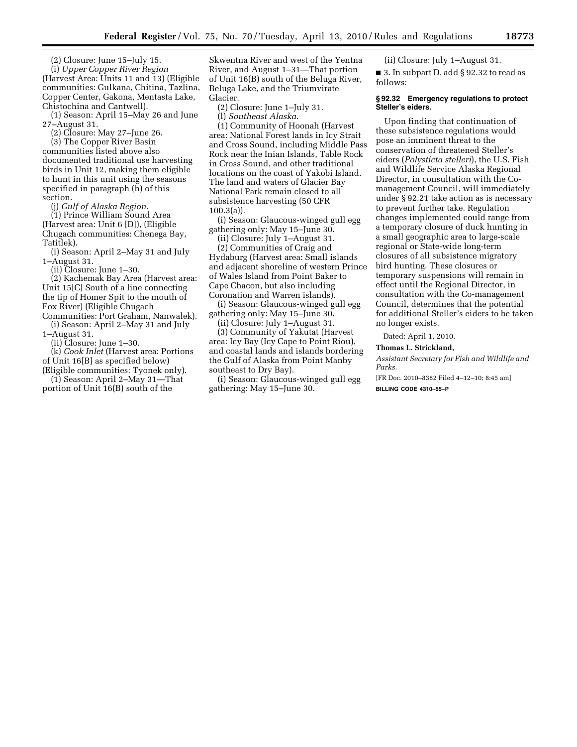(2) Closure: June 15–July 15.

(i) *Upper Copper River Region* (Harvest Area: Units 11 and 13) (Eligible communities: Gulkana, Chitina, Tazlina, Copper Center, Gakona, Mentasta Lake, Chistochina and Cantwell).

(1) Season: April 15–May 26 and June 27–August 31.

(2) Closure: May 27–June 26.

(3) The Copper River Basin communities listed above also documented traditional use harvesting birds in Unit 12, making them eligible to hunt in this unit using the seasons specified in paragraph (h) of this section.

(j) *Gulf of Alaska Region.*

(1) Prince William Sound Area (Harvest area: Unit 6 [D]), (Eligible Chugach communities: Chenega Bay, Tatitlek).

(i) Season: April 2–May 31 and July 1–August 31.

(ii) Closure: June 1–30.

(2) Kachemak Bay Area (Harvest area: Unit 15[C] South of a line connecting the tip of Homer Spit to the mouth of Fox River) (Eligible Chugach Communities: Port Graham, Nanwalek).

(i) Season: April 2–May 31 and July 1–August 31.

(ii) Closure: June 1–30.

(k) *Cook Inlet* (Harvest area: Portions of Unit 16[B] as specified below) (Eligible communities: Tyonek only).

(1) Season: April 2–May 31—That portion of Unit 16(B) south of the Skwentna River and west of the Yentna River, and August 1–31—That portion of Unit 16(B) south of the Beluga River, Beluga Lake, and the Triumvirate Glacier.

(2) Closure: June 1–July 31.

(l) *Southeast Alaska.*

(1) Community of Hoonah (Harvest area: National Forest lands in Icy Strait and Cross Sound, including Middle Pass Rock near the Inian Islands, Table Rock in Cross Sound, and other traditional locations on the coast of Yakobi Island. The land and waters of Glacier Bay National Park remain closed to all subsistence harvesting (50 CFR 100.3(a)).

(i) Season: Glaucous-winged gull egg gathering only: May 15–June 30.

(ii) Closure: July 1–August 31.

(2) Communities of Craig and Hydaburg (Harvest area: Small islands and adjacent shoreline of western Prince of Wales Island from Point Baker to Cape Chacon, but also including Coronation and Warren islands).

(i) Season: Glaucous-winged gull egg gathering only: May 15–June 30.

(ii) Closure: July 1–August 31.

(3) Community of Yakutat (Harvest area: Icy Bay (Icy Cape to Point Riou), and coastal lands and islands bordering the Gulf of Alaska from Point Manby southeast to Dry Bay).

(i) Season: Glaucous-winged gull egg gathering: May 15–June 30.

(ii) Closure: July 1–August 31.

■ 3. In subpart D, add § 92.32 to read as follows:

**§ 92.32 Emergency regulations to protect Steller's eiders.**

Upon finding that continuation of these subsistence regulations would pose an imminent threat to the conservation of threatened Steller's eiders (*Polysticta stelleri*), the U.S. Fish and Wildlife Service Alaska Regional Director, in consultation with the Co-management Council, will immediately under § 92.21 take action as is necessary to prevent further take. Regulation changes implemented could range from a temporary closure of duck hunting in a small geographic area to large-scale regional or State-wide long-term closures of all subsistence migratory bird hunting. These closures or temporary suspensions will remain in effect until the Regional Director, in consultation with the Co-management Council, determines that the potential for additional Steller's eiders to be taken no longer exists.

Dated: April 1, 2010.

**Thomas L. Strickland,**

*Assistant Secretary for Fish and Wildlife and Parks.*

[FR Doc. 2010–8382 Filed 4–12–10; 8:45 am]

**BILLING CODE 4310–55–P**